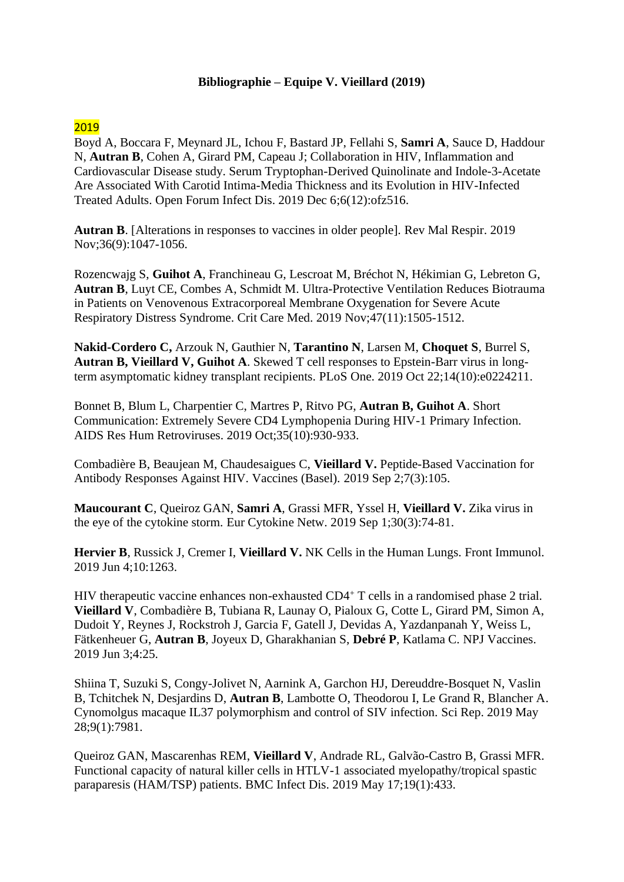**Bibliographie – Equipe V. Vieillard (2019)**

2019

Boyd A, Boccara F, Meynard JL, Ichou F, Bastard JP, Fellahi S, **Samri A**, Sauce D, Haddour N, **Autran B**, Cohen A, Girard PM, Capeau J; Collaboration in HIV, Inflammation and Cardiovascular Disease study. Serum Tryptophan-Derived Quinolinate and Indole-3-Acetate Are Associated With Carotid Intima-Media Thickness and its Evolution in HIV-Infected Treated Adults. Open Forum Infect Dis. 2019 Dec 6;6(12):ofz516.

**Autran B**. [Alterations in responses to vaccines in older people]. Rev Mal Respir. 2019 Nov;36(9):1047-1056.

Rozencwajg S, **Guihot A**, Franchineau G, Lescroat M, Bréchot N, Hékimian G, Lebreton G, **Autran B**, Luyt CE, Combes A, Schmidt M. Ultra-Protective Ventilation Reduces Biotrauma in Patients on Venovenous Extracorporeal Membrane Oxygenation for Severe Acute Respiratory Distress Syndrome. Crit Care Med. 2019 Nov;47(11):1505-1512.

**Nakid-Cordero C,** Arzouk N, Gauthier N, **Tarantino N**, Larsen M, **Choquet S**, Burrel S, **Autran B, Vieillard V, Guihot A**. Skewed T cell responses to Epstein-Barr virus in long-term asymptomatic kidney transplant recipients. PLoS One. 2019 Oct 22;14(10):e0224211.

Bonnet B, Blum L, Charpentier C, Martres P, Ritvo PG, **Autran B, Guihot A**. Short Communication: Extremely Severe CD4 Lymphopenia During HIV-1 Primary Infection. AIDS Res Hum Retroviruses. 2019 Oct;35(10):930-933.

Combadière B, Beaujean M, Chaudesaigues C, **Vieillard V.** Peptide-Based Vaccination for Antibody Responses Against HIV. Vaccines (Basel). 2019 Sep 2;7(3):105.

**Maucourant C**, Queiroz GAN, **Samri A**, Grassi MFR, Yssel H, **Vieillard V.** Zika virus in the eye of the cytokine storm. Eur Cytokine Netw. 2019 Sep 1;30(3):74-81.

**Hervier B**, Russick J, Cremer I, **Vieillard V.** NK Cells in the Human Lungs. Front Immunol. 2019 Jun 4;10:1263.

HIV therapeutic vaccine enhances non-exhausted $CD4^{+}$ T cells in a randomised phase 2 trial. **Vieillard V**, Combadière B, Tubiana R, Launay O, Pialoux G, Cotte L, Girard PM, Simon A, Dudoit Y, Reynes J, Rockstroh J, Garcia F, Gatell J, Devidas A, Yazdanpanah Y, Weiss L, Fätkenheuer G, **Autran B**, Joyeux D, Gharakhanian S, **Debré P**, Katlama C. NPJ Vaccines. 2019 Jun 3;4:25.

Shiina T, Suzuki S, Congy-Jolivet N, Aarnink A, Garchon HJ, Dereuddre-Bosquet N, Vaslin B, Tchitchek N, Desjardins D, **Autran B**, Lambotte O, Theodorou I, Le Grand R, Blancher A. Cynomolgus macaque IL37 polymorphism and control of SIV infection. Sci Rep. 2019 May 28;9(1):7981.

Queiroz GAN, Mascarenhas REM, **Vieillard V**, Andrade RL, Galvão-Castro B, Grassi MFR. Functional capacity of natural killer cells in HTLV-1 associated myelopathy/tropical spastic paraparesis (HAM/TSP) patients. BMC Infect Dis. 2019 May 17;19(1):433.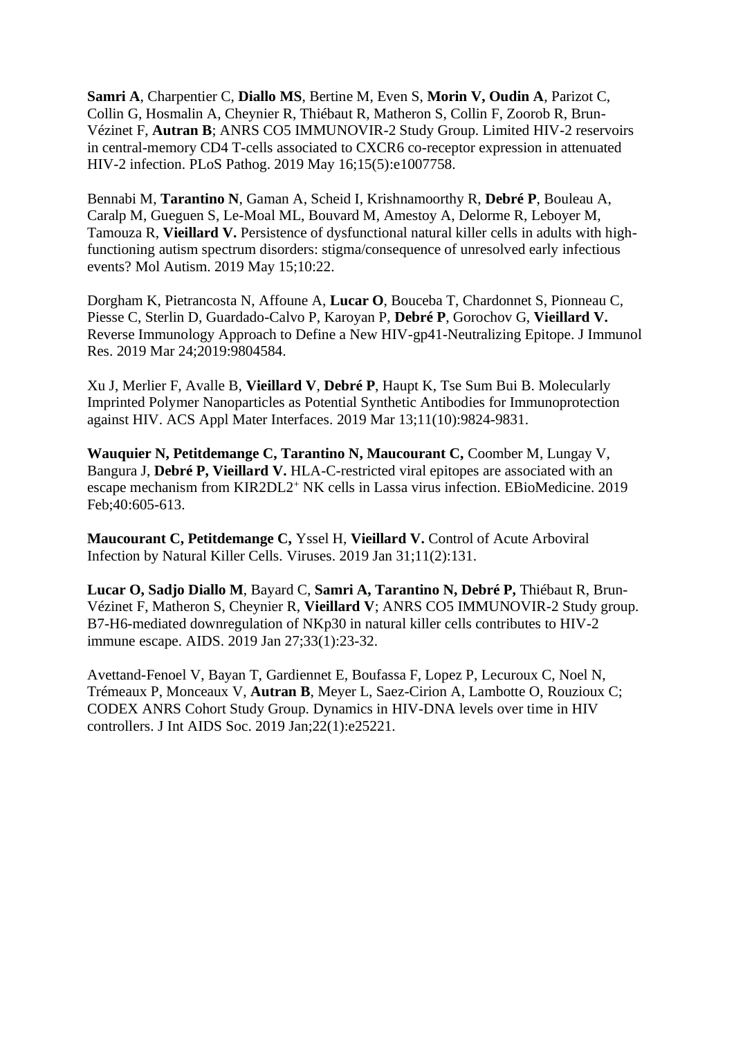**Samri A**, Charpentier C, **Diallo MS**, Bertine M, Even S, **Morin V, Oudin A**, Parizot C, Collin G, Hosmalin A, Cheynier R, Thiébaut R, Matheron S, Collin F, Zoorob R, Brun-Vézinet F, **Autran B**; ANRS CO5 IMMUNOVIR-2 Study Group. Limited HIV-2 reservoirs in central-memory CD4 T-cells associated to CXCR6 co-receptor expression in attenuated HIV-2 infection. PLoS Pathog. 2019 May 16;15(5):e1007758.

Bennabi M, **Tarantino N**, Gaman A, Scheid I, Krishnamoorthy R, **Debré P**, Bouleau A, Caralp M, Gueguen S, Le-Moal ML, Bouvard M, Amestoy A, Delorme R, Leboyer M, Tamouza R, **Vieillard V.** Persistence of dysfunctional natural killer cells in adults with high-functioning autism spectrum disorders: stigma/consequence of unresolved early infectious events? Mol Autism. 2019 May 15;10:22.

Dorgham K, Pietrancosta N, Affoune A, **Lucar O**, Bouceba T, Chardonnet S, Pionneau C, Piesse C, Sterlin D, Guardado-Calvo P, Karoyan P, **Debré P**, Gorochov G, **Vieillard V.** Reverse Immunology Approach to Define a New HIV-gp41-Neutralizing Epitope. J Immunol Res. 2019 Mar 24;2019:9804584.

Xu J, Merlier F, Avalle B, **Vieillard V**, **Debré P**, Haupt K, Tse Sum Bui B. Molecularly Imprinted Polymer Nanoparticles as Potential Synthetic Antibodies for Immunoprotection against HIV. ACS Appl Mater Interfaces. 2019 Mar 13;11(10):9824-9831.

**Wauquier N, Petitdemange C, Tarantino N, Maucourant C,** Coomber M, Lungay V, Bangura J, **Debré P, Vieillard V.** HLA-C-restricted viral epitopes are associated with an escape mechanism from KIR2DL2$^{+}$ NK cells in Lassa virus infection. EBioMedicine. 2019 Feb;40:605-613.

**Maucourant C, Petitdemange C,** Yssel H, **Vieillard V.** Control of Acute Arboviral Infection by Natural Killer Cells. Viruses. 2019 Jan 31;11(2):131.

**Lucar O, Sadjo Diallo M**, Bayard C, **Samri A, Tarantino N, Debré P,** Thiébaut R, Brun-Vézinet F, Matheron S, Cheynier R, **Vieillard V**; ANRS CO5 IMMUNOVIR-2 Study group. B7-H6-mediated downregulation of NKp30 in natural killer cells contributes to HIV-2 immune escape. AIDS. 2019 Jan 27;33(1):23-32.

Avettand-Fenoel V, Bayan T, Gardiennet E, Boufassa F, Lopez P, Lecuroux C, Noel N, Trémeaux P, Monceaux V, **Autran B**, Meyer L, Saez-Cirion A, Lambotte O, Rouzioux C; CODEX ANRS Cohort Study Group. Dynamics in HIV-DNA levels over time in HIV controllers. J Int AIDS Soc. 2019 Jan;22(1):e25221.